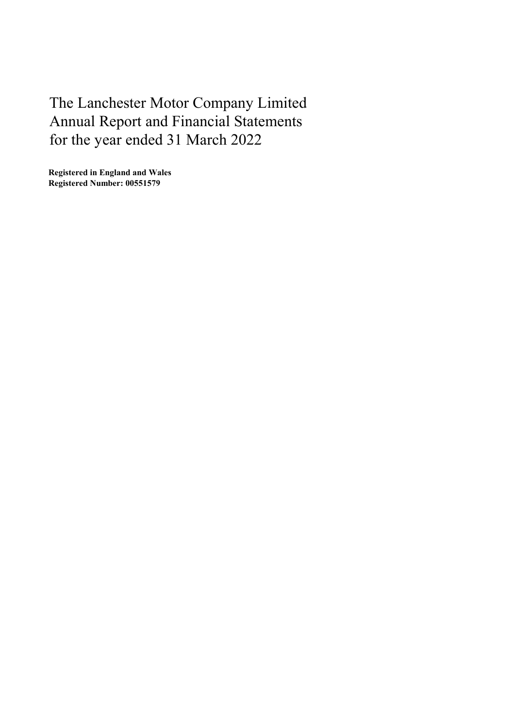# The Lanchester Motor Company Limited
# Annual Report and Financial Statements
# for the year ended 31 March 2022

**Registered in England and Wales**
**Registered Number: 00551579**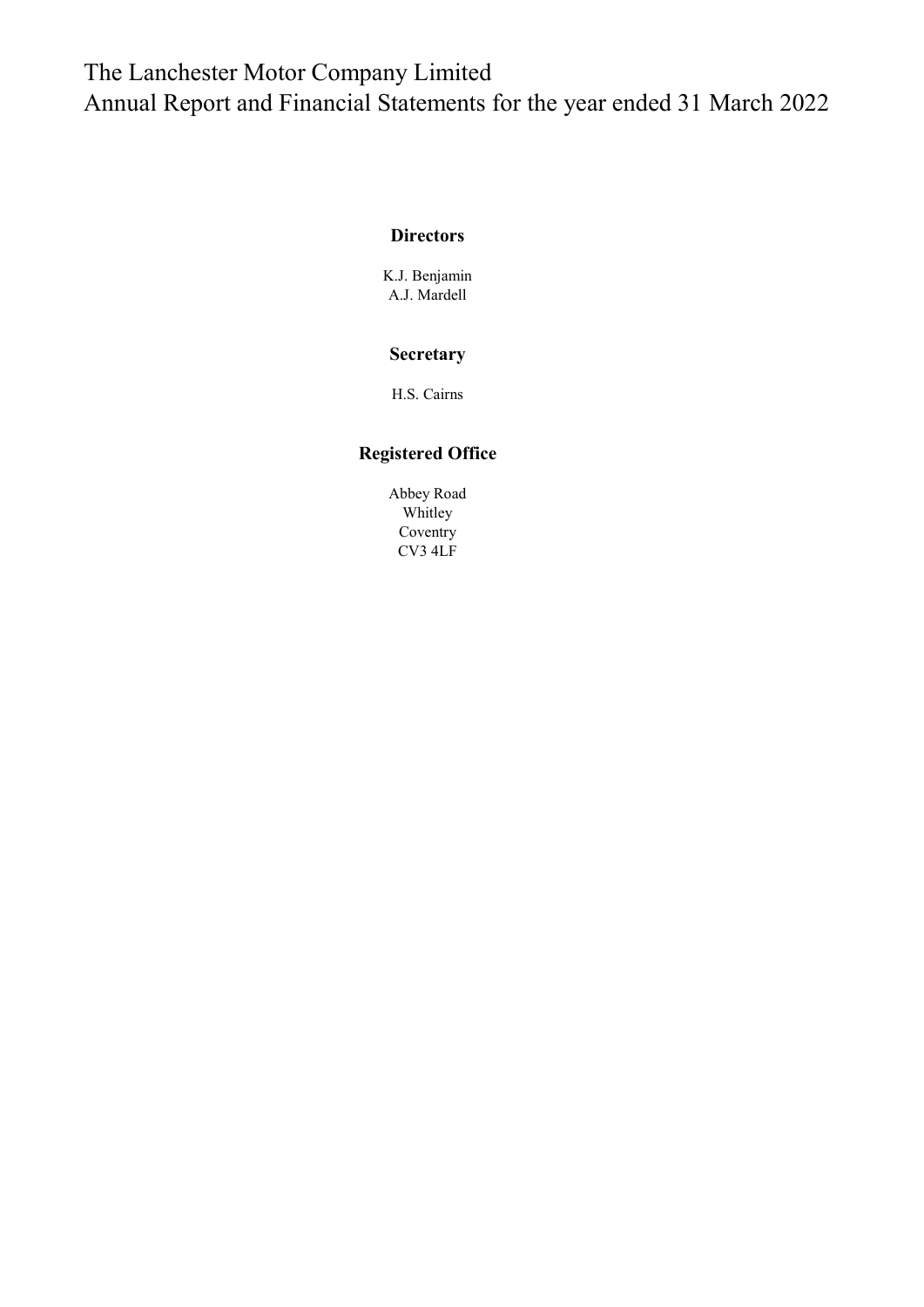# The Lanchester Motor Company Limited
# Annual Report and Financial Statements for the year ended 31 March 2022

### Directors

K.J. Benjamin
A.J. Mardell

### Secretary

H.S. Cairns

### Registered Office

Abbey Road
Whitley
Coventry
CV3 4LF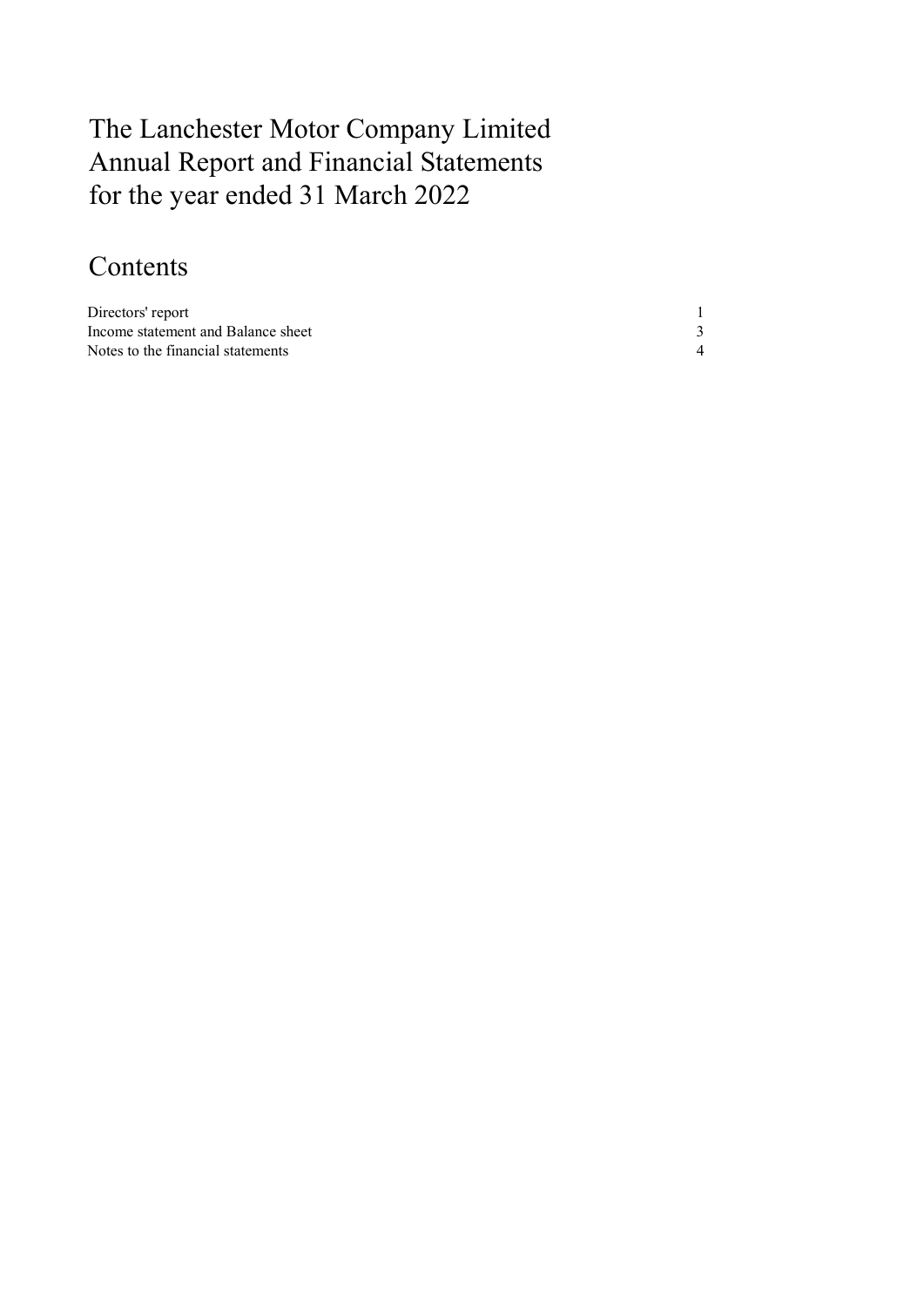# The Lanchester Motor Company Limited
# Annual Report and Financial Statements
# for the year ended 31 March 2022

## Contents

| | |
|---|---|
| Directors' report | 1 |
| Income statement and Balance sheet | 3 |
| Notes to the financial statements | 4 |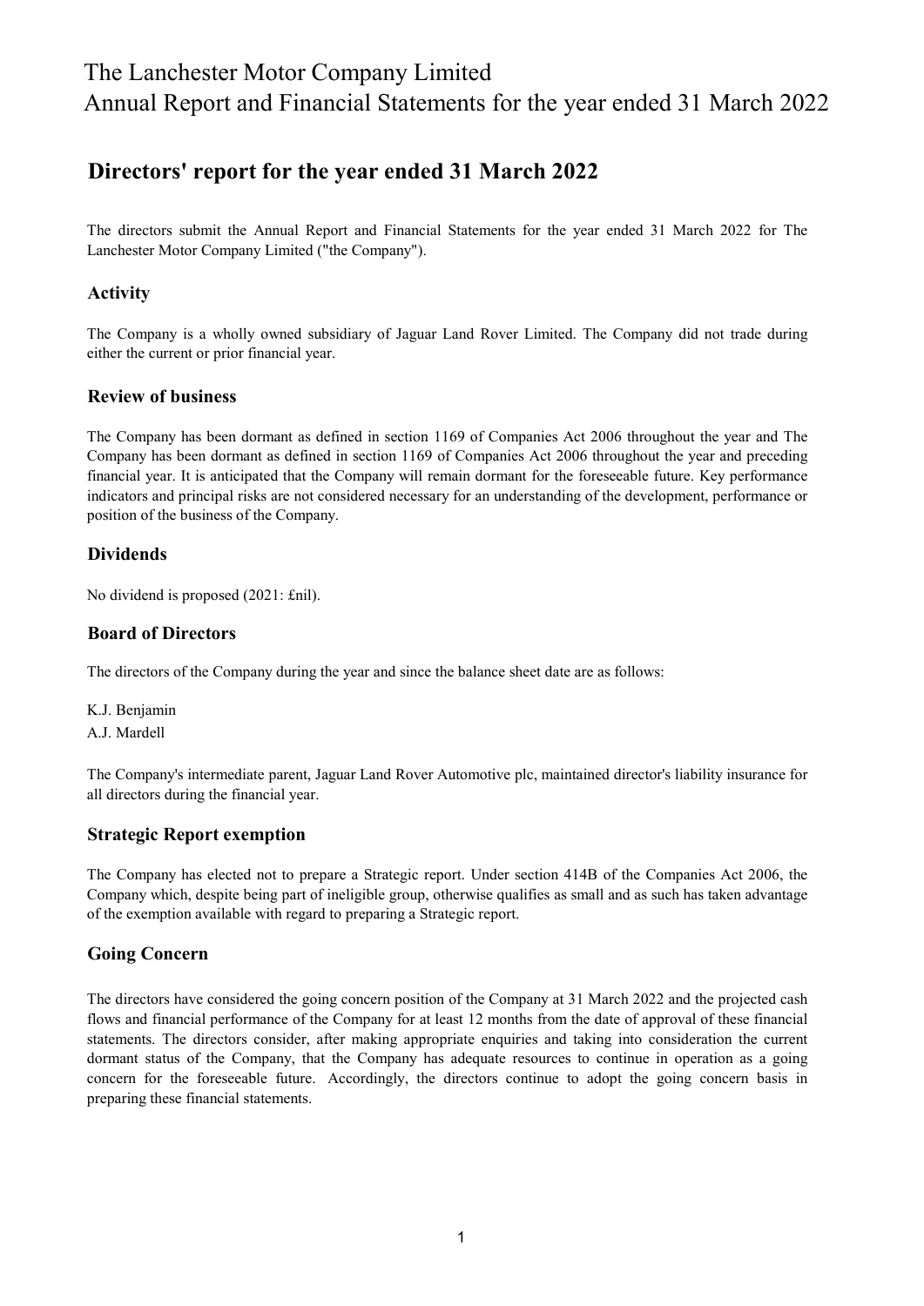# Directors' report for the year ended 31 March 2022

The directors submit the Annual Report and Financial Statements for the year ended 31 March 2022 for The Lanchester Motor Company Limited ("the Company").

## Activity

The Company is a wholly owned subsidiary of Jaguar Land Rover Limited. The Company did not trade during either the current or prior financial year.

## Review of business

The Company has been dormant as defined in section 1169 of Companies Act 2006 throughout the year and The Company has been dormant as defined in section 1169 of Companies Act 2006 throughout the year and preceding financial year. It is anticipated that the Company will remain dormant for the foreseeable future. Key performance indicators and principal risks are not considered necessary for an understanding of the development, performance or position of the business of the Company.

## Dividends

No dividend is proposed (2021: £nil).

## Board of Directors

The directors of the Company during the year and since the balance sheet date are as follows:

K.J. Benjamin
A.J. Mardell

The Company's intermediate parent, Jaguar Land Rover Automotive plc, maintained director's liability insurance for all directors during the financial year.

## Strategic Report exemption

The Company has elected not to prepare a Strategic report. Under section 414B of the Companies Act 2006, the Company which, despite being part of ineligible group, otherwise qualifies as small and as such has taken advantage of the exemption available with regard to preparing a Strategic report.

## Going Concern

The directors have considered the going concern position of the Company at 31 March 2022 and the projected cash flows and financial performance of the Company for at least 12 months from the date of approval of these financial statements. The directors consider, after making appropriate enquiries and taking into consideration the current dormant status of the Company, that the Company has adequate resources to continue in operation as a going concern for the foreseeable future. Accordingly, the directors continue to adopt the going concern basis in preparing these financial statements.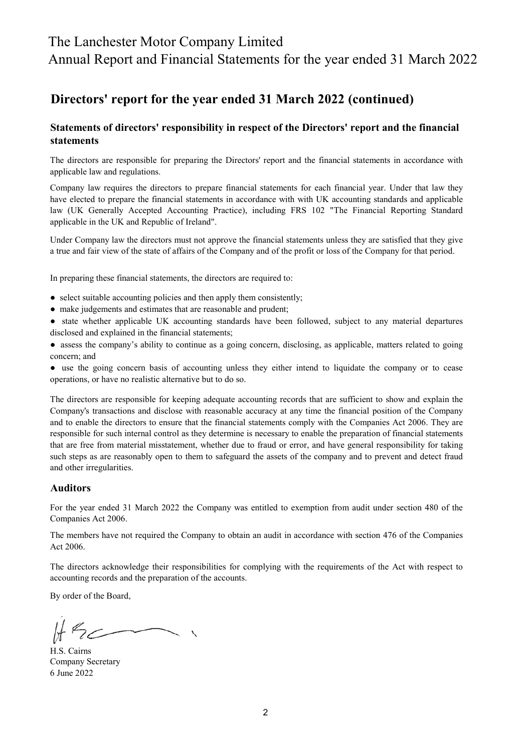## Directors' report for the year ended 31 March 2022 (continued)

### Statements of directors' responsibility in respect of the Directors' report and the financial statements

The directors are responsible for preparing the Directors' report and the financial statements in accordance with applicable law and regulations.

Company law requires the directors to prepare financial statements for each financial year. Under that law they have elected to prepare the financial statements in accordance with with UK accounting standards and applicable law (UK Generally Accepted Accounting Practice), including FRS 102 "The Financial Reporting Standard applicable in the UK and Republic of Ireland".

Under Company law the directors must not approve the financial statements unless they are satisfied that they give a true and fair view of the state of affairs of the Company and of the profit or loss of the Company for that period.

In preparing these financial statements, the directors are required to:

- select suitable accounting policies and then apply them consistently;
- make judgements and estimates that are reasonable and prudent;
- state whether applicable UK accounting standards have been followed, subject to any material departures disclosed and explained in the financial statements;
- assess the company's ability to continue as a going concern, disclosing, as applicable, matters related to going concern; and
- use the going concern basis of accounting unless they either intend to liquidate the company or to cease operations, or have no realistic alternative but to do so.

The directors are responsible for keeping adequate accounting records that are sufficient to show and explain the Company's transactions and disclose with reasonable accuracy at any time the financial position of the Company and to enable the directors to ensure that the financial statements comply with the Companies Act 2006. They are responsible for such internal control as they determine is necessary to enable the preparation of financial statements that are free from material misstatement, whether due to fraud or error, and have general responsibility for taking such steps as are reasonably open to them to safeguard the assets of the company and to prevent and detect fraud and other irregularities.

### Auditors

For the year ended 31 March 2022 the Company was entitled to exemption from audit under section 480 of the Companies Act 2006.

The members have not required the Company to obtain an audit in accordance with section 476 of the Companies Act 2006.

The directors acknowledge their responsibilities for complying with the requirements of the Act with respect to accounting records and the preparation of the accounts.

By order of the Board,

H.S. Cairns
Company Secretary
6 June 2022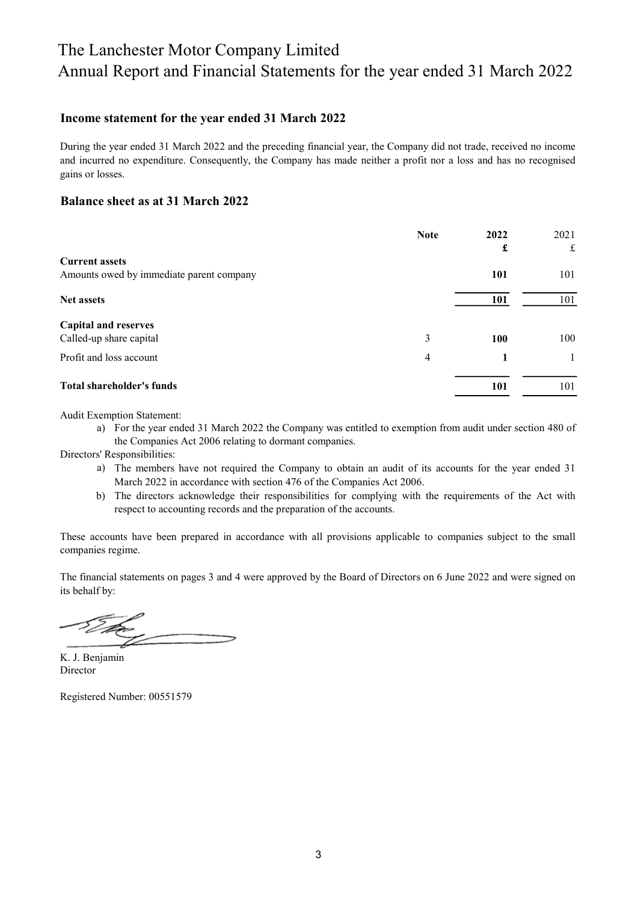# The Lanchester Motor Company Limited
# Annual Report and Financial Statements for the year ended 31 March 2022

## Income statement for the year ended 31 March 2022

During the year ended 31 March 2022 and the preceding financial year, the Company did not trade, received no income and incurred no expenditure. Consequently, the Company has made neither a profit nor a loss and has no recognised gains or losses.

## Balance sheet as at 31 March 2022

| | Note | 2022 £ | 2021 £ |
|---|---|---|---|
| **Current assets** | | | |
| Amounts owed by immediate parent company | | **101** | 101 |
| **Net assets** | | **101** | 101 |
| **Capital and reserves** | | | |
| Called-up share capital | 3 | **100** | 100 |
| Profit and loss account | 4 | **1** | 1 |
| **Total shareholder's funds** | | **101** | 101 |

Audit Exemption Statement:

a) For the year ended 31 March 2022 the Company was entitled to exemption from audit under section 480 of the Companies Act 2006 relating to dormant companies.

Directors' Responsibilities:

a) The members have not required the Company to obtain an audit of its accounts for the year ended 31 March 2022 in accordance with section 476 of the Companies Act 2006.

b) The directors acknowledge their responsibilities for complying with the requirements of the Act with respect to accounting records and the preparation of the accounts.

These accounts have been prepared in accordance with all provisions applicable to companies subject to the small companies regime.

The financial statements on pages 3 and 4 were approved by the Board of Directors on 6 June 2022 and were signed on its behalf by:

K. J. Benjamin
Director

Registered Number: 00551579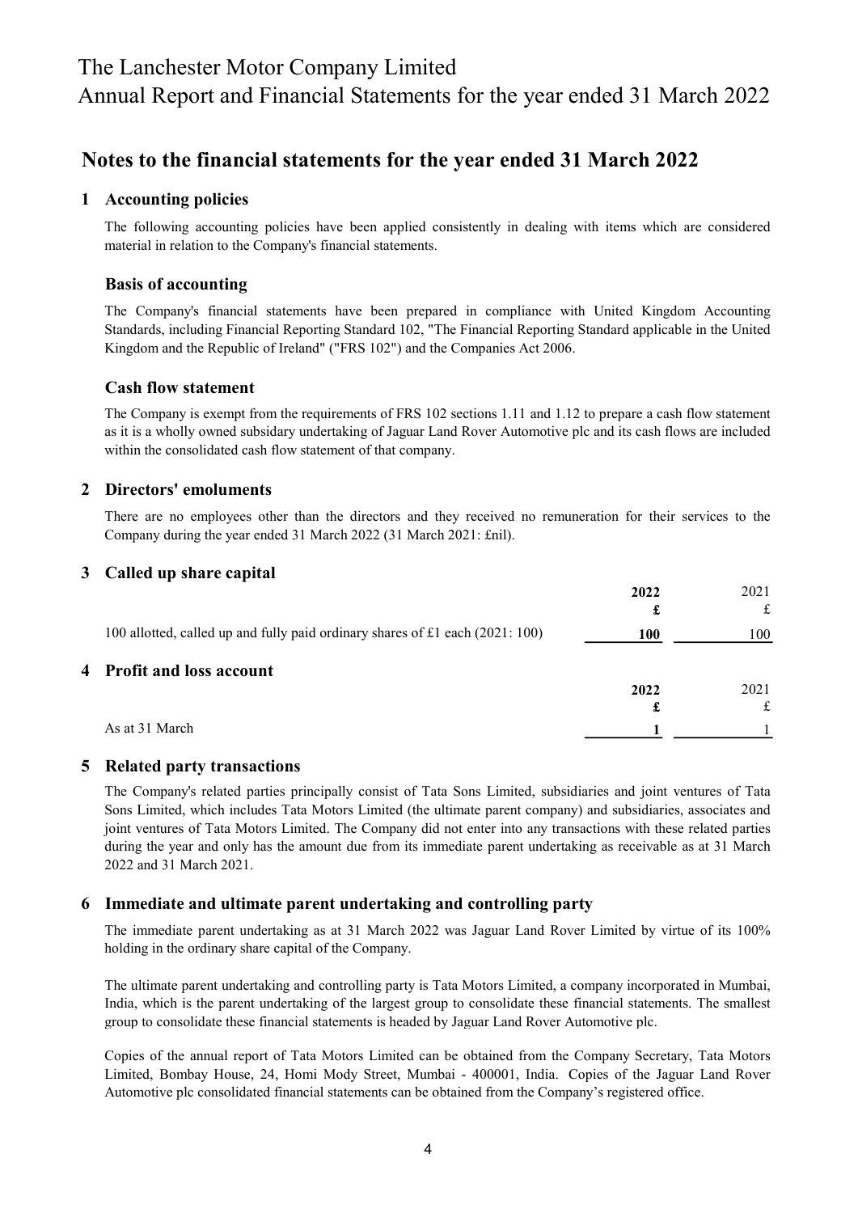# Notes to the financial statements for the year ended 31 March 2022

## 1 Accounting policies

The following accounting policies have been applied consistently in dealing with items which are considered material in relation to the Company's financial statements.

### Basis of accounting

The Company's financial statements have been prepared in compliance with United Kingdom Accounting Standards, including Financial Reporting Standard 102, "The Financial Reporting Standard applicable in the United Kingdom and the Republic of Ireland" ("FRS 102") and the Companies Act 2006.

### Cash flow statement

The Company is exempt from the requirements of FRS 102 sections 1.11 and 1.12 to prepare a cash flow statement as it is a wholly owned subsidary undertaking of Jaguar Land Rover Automotive plc and its cash flows are included within the consolidated cash flow statement of that company.

## 2 Directors' emoluments

There are no employees other than the directors and they received no remuneration for their services to the Company during the year ended 31 March 2022 (31 March 2021: £nil).

## 3 Called up share capital

| | **2022** | 2021 |
|---|---|---|
| | **£** | £ |
| 100 allotted, called up and fully paid ordinary shares of £1 each (2021: 100) | **100** | 100 |

## 4 Profit and loss account

| | **2022** | 2021 |
|---|---|---|
| | **£** | £ |
| As at 31 March | **1** | 1 |

## 5 Related party transactions

The Company's related parties principally consist of Tata Sons Limited, subsidiaries and joint ventures of Tata Sons Limited, which includes Tata Motors Limited (the ultimate parent company) and subsidiaries, associates and joint ventures of Tata Motors Limited. The Company did not enter into any transactions with these related parties during the year and only has the amount due from its immediate parent undertaking as receivable as at 31 March 2022 and 31 March 2021.

## 6 Immediate and ultimate parent undertaking and controlling party

The immediate parent undertaking as at 31 March 2022 was Jaguar Land Rover Limited by virtue of its 100% holding in the ordinary share capital of the Company.

The ultimate parent undertaking and controlling party is Tata Motors Limited, a company incorporated in Mumbai, India, which is the parent undertaking of the largest group to consolidate these financial statements. The smallest group to consolidate these financial statements is headed by Jaguar Land Rover Automotive plc.

Copies of the annual report of Tata Motors Limited can be obtained from the Company Secretary, Tata Motors Limited, Bombay House, 24, Homi Mody Street, Mumbai - 400001, India. Copies of the Jaguar Land Rover Automotive plc consolidated financial statements can be obtained from the Company's registered office.